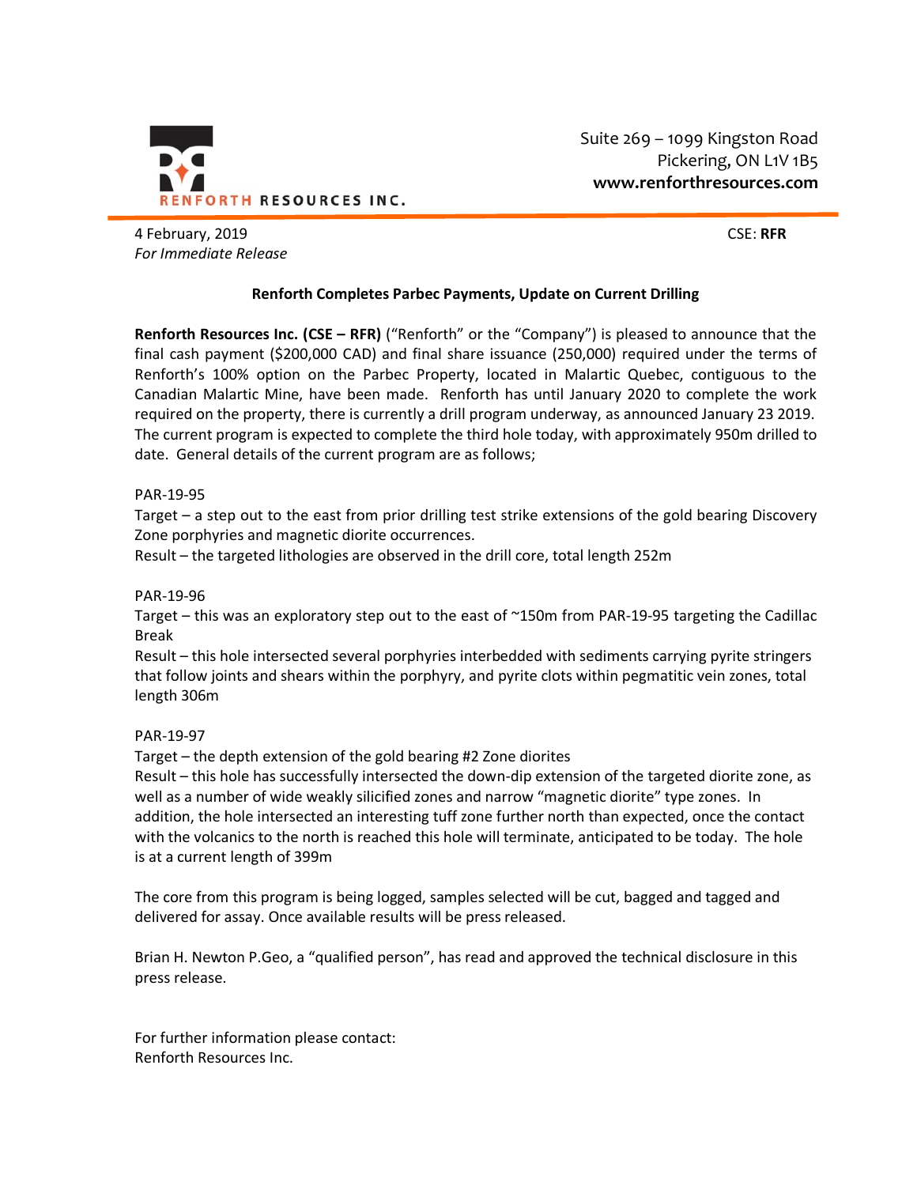RENFORTH RESOURCES INC.

Suite 269 – 1099 Kingston Road
Pickering, ON L1V 1B5
**www.renforthresources.com**

4 February, 2019
*For Immediate Release*

CSE: **RFR**

**Renforth Completes Parbec Payments, Update on Current Drilling**

**Renforth Resources Inc. (CSE – RFR)** ("Renforth" or the "Company") is pleased to announce that the final cash payment ($200,000 CAD) and final share issuance (250,000) required under the terms of Renforth's 100% option on the Parbec Property, located in Malartic Quebec, contiguous to the Canadian Malartic Mine, have been made. Renforth has until January 2020 to complete the work required on the property, there is currently a drill program underway, as announced January 23 2019. The current program is expected to complete the third hole today, with approximately 950m drilled to date. General details of the current program are as follows;

PAR-19-95
Target – a step out to the east from prior drilling test strike extensions of the gold bearing Discovery Zone porphyries and magnetic diorite occurrences.
Result – the targeted lithologies are observed in the drill core, total length 252m

PAR-19-96
Target – this was an exploratory step out to the east of ~150m from PAR-19-95 targeting the Cadillac Break
Result – this hole intersected several porphyries interbedded with sediments carrying pyrite stringers that follow joints and shears within the porphyry, and pyrite clots within pegmatitic vein zones, total length 306m

PAR-19-97
Target – the depth extension of the gold bearing #2 Zone diorites
Result – this hole has successfully intersected the down-dip extension of the targeted diorite zone, as well as a number of wide weakly silicified zones and narrow "magnetic diorite" type zones. In addition, the hole intersected an interesting tuff zone further north than expected, once the contact with the volcanics to the north is reached this hole will terminate, anticipated to be today. The hole is at a current length of 399m

The core from this program is being logged, samples selected will be cut, bagged and tagged and delivered for assay. Once available results will be press released.

Brian H. Newton P.Geo, a "qualified person", has read and approved the technical disclosure in this press release.

For further information please contact:
Renforth Resources Inc.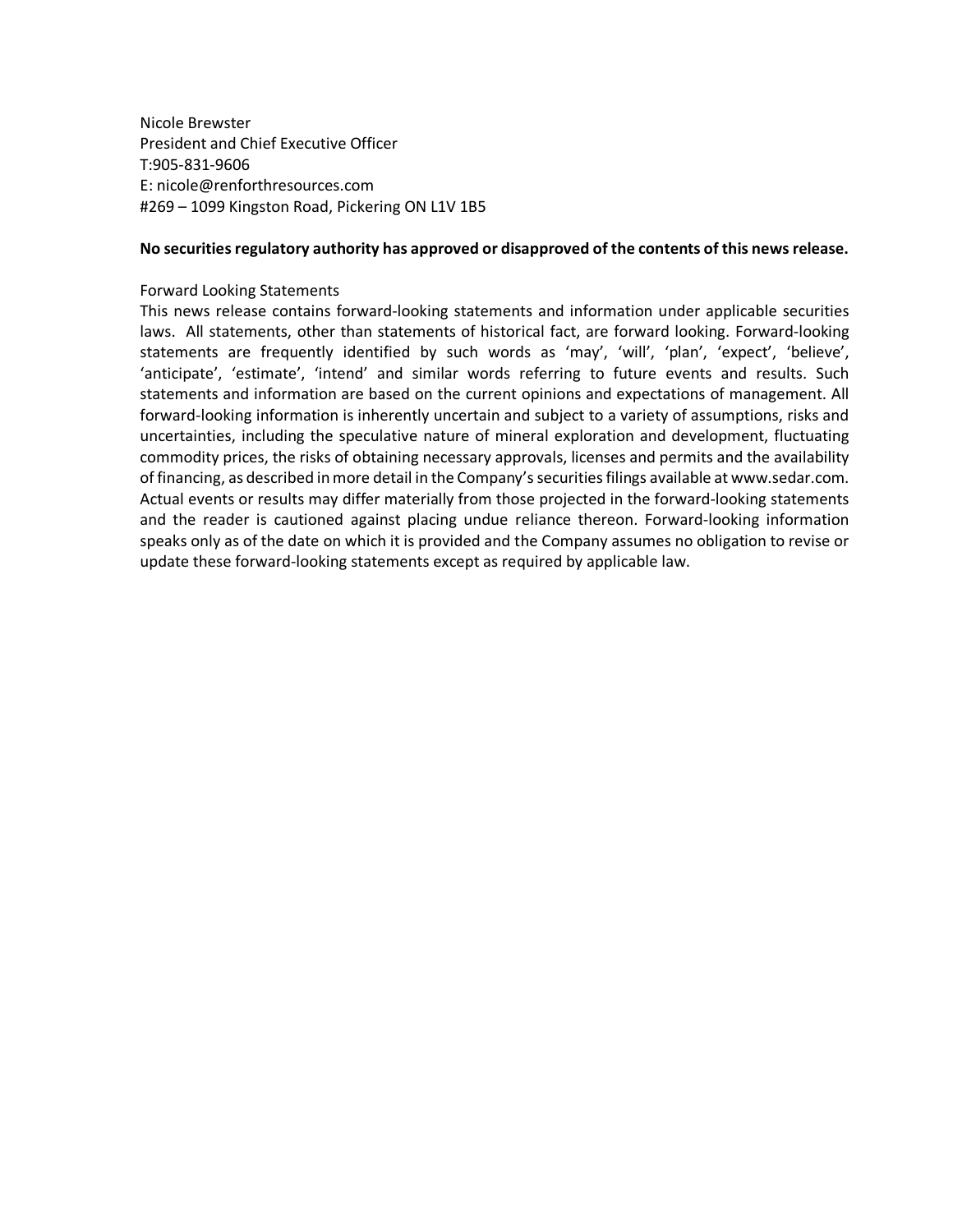Nicole Brewster
President and Chief Executive Officer
T:905-831-9606
E: nicole@renforthresources.com
#269 – 1099 Kingston Road, Pickering ON L1V 1B5

**No securities regulatory authority has approved or disapproved of the contents of this news release.**

Forward Looking Statements

This news release contains forward-looking statements and information under applicable securities laws. All statements, other than statements of historical fact, are forward looking. Forward-looking statements are frequently identified by such words as 'may', 'will', 'plan', 'expect', 'believe', 'anticipate', 'estimate', 'intend' and similar words referring to future events and results. Such statements and information are based on the current opinions and expectations of management. All forward-looking information is inherently uncertain and subject to a variety of assumptions, risks and uncertainties, including the speculative nature of mineral exploration and development, fluctuating commodity prices, the risks of obtaining necessary approvals, licenses and permits and the availability of financing, as described in more detail in the Company's securities filings available at www.sedar.com. Actual events or results may differ materially from those projected in the forward-looking statements and the reader is cautioned against placing undue reliance thereon. Forward-looking information speaks only as of the date on which it is provided and the Company assumes no obligation to revise or update these forward-looking statements except as required by applicable law.